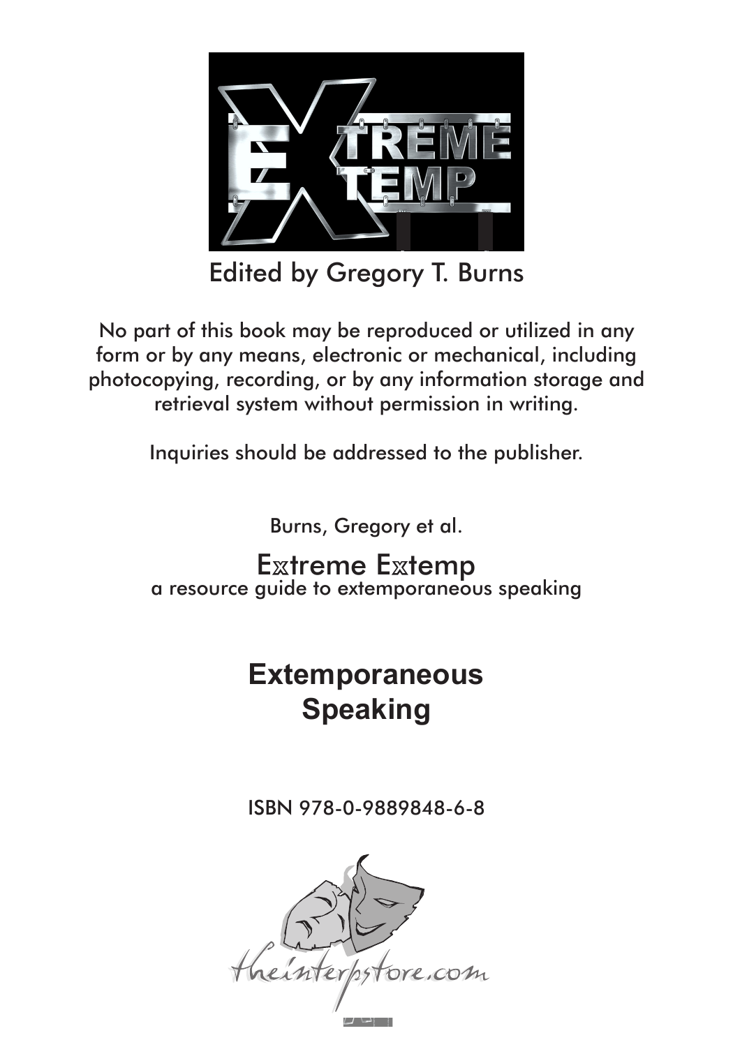Edited by Gregory T. Burns

No part of this book may be reproduced or utilized in any form or by any means, electronic or mechanical, including photocopying, recording, or by any information storage and retrieval system without permission in writing.

Inquiries should be addressed to the publisher.

Burns, Gregory et al.

Extreme Extemp
a resource guide to extemporaneous speaking

**Extemporaneous Speaking**

ISBN 978-0-9889848-6-8

theinterpstore.com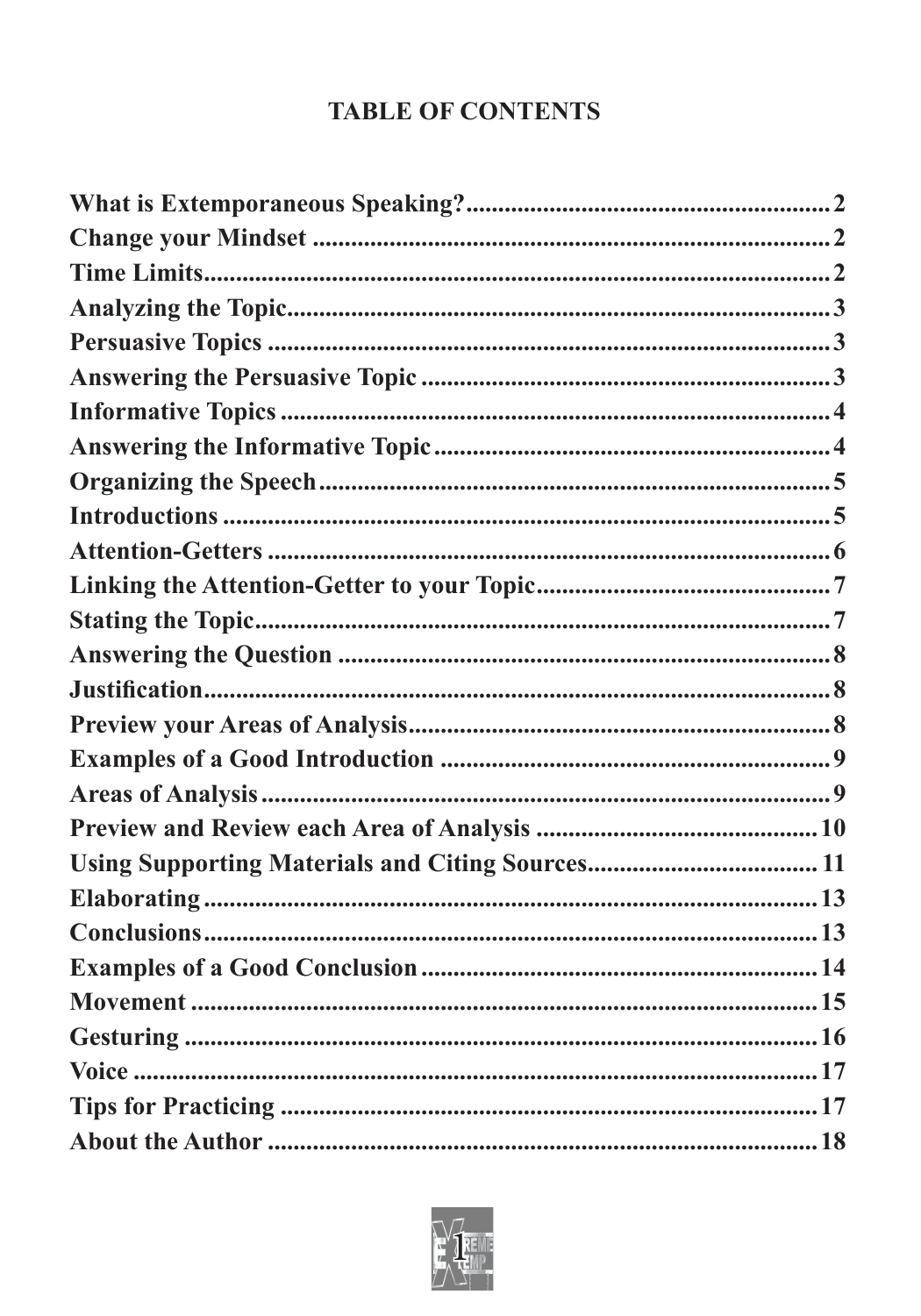# TABLE OF CONTENTS

| Section | Page |
|---|---|
| What is Extemporaneous Speaking? | 2 |
| Change your Mindset | 2 |
| Time Limits | 2 |
| Analyzing the Topic | 3 |
| Persuasive Topics | 3 |
| Answering the Persuasive Topic | 3 |
| Informative Topics | 4 |
| Answering the Informative Topic | 4 |
| Organizing the Speech | 5 |
| Introductions | 5 |
| Attention-Getters | 6 |
| Linking the Attention-Getter to your Topic | 7 |
| Stating the Topic | 7 |
| Answering the Question | 8 |
| Justification | 8 |
| Preview your Areas of Analysis | 8 |
| Examples of a Good Introduction | 9 |
| Areas of Analysis | 9 |
| Preview and Review each Area of Analysis | 10 |
| Using Supporting Materials and Citing Sources | 11 |
| Elaborating | 13 |
| Conclusions | 13 |
| Examples of a Good Conclusion | 14 |
| Movement | 15 |
| Gesturing | 16 |
| Voice | 17 |
| Tips for Practicing | 17 |
| About the Author | 18 |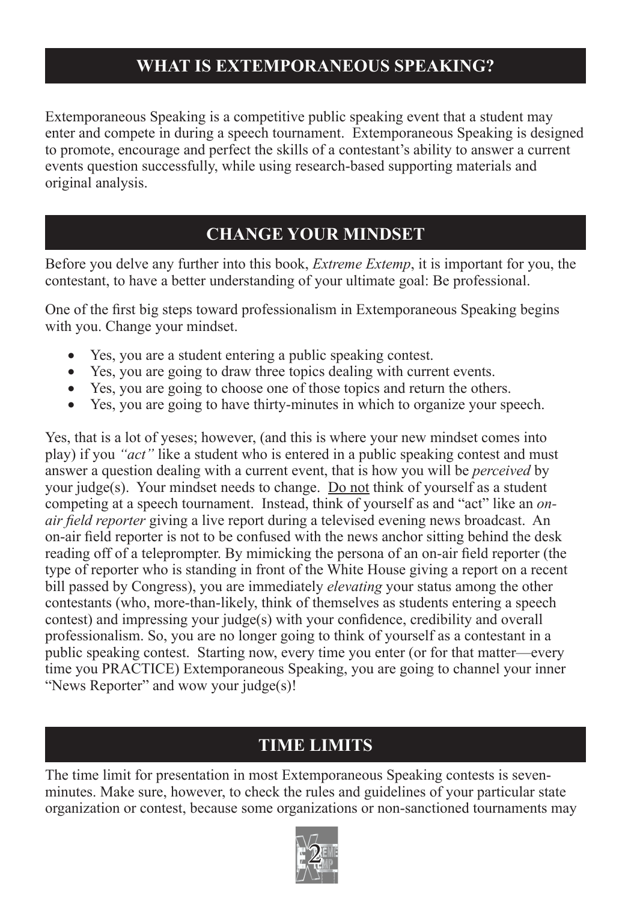## WHAT IS EXTEMPORANEOUS SPEAKING?

Extemporaneous Speaking is a competitive public speaking event that a student may enter and compete in during a speech tournament. Extemporaneous Speaking is designed to promote, encourage and perfect the skills of a contestant's ability to answer a current events question successfully, while using research-based supporting materials and original analysis.

## CHANGE YOUR MINDSET

Before you delve any further into this book, *Extreme Extemp*, it is important for you, the contestant, to have a better understanding of your ultimate goal: Be professional.

One of the first big steps toward professionalism in Extemporaneous Speaking begins with you. Change your mindset.

- Yes, you are a student entering a public speaking contest.
- Yes, you are going to draw three topics dealing with current events.
- Yes, you are going to choose one of those topics and return the others.
- Yes, you are going to have thirty-minutes in which to organize your speech.

Yes, that is a lot of yeses; however, (and this is where your new mindset comes into play) if you *"act"* like a student who is entered in a public speaking contest and must answer a question dealing with a current event, that is how you will be *perceived* by your judge(s). Your mindset needs to change. <u>Do not</u> think of yourself as a student competing at a speech tournament. Instead, think of yourself as and "act" like an *on-air field reporter* giving a live report during a televised evening news broadcast. An on-air field reporter is not to be confused with the news anchor sitting behind the desk reading off of a teleprompter. By mimicking the persona of an on-air field reporter (the type of reporter who is standing in front of the White House giving a report on a recent bill passed by Congress), you are immediately *elevating* your status among the other contestants (who, more-than-likely, think of themselves as students entering a speech contest) and impressing your judge(s) with your confidence, credibility and overall professionalism. So, you are no longer going to think of yourself as a contestant in a public speaking contest. Starting now, every time you enter (or for that matter—every time you PRACTICE) Extemporaneous Speaking, you are going to channel your inner "News Reporter" and wow your judge(s)!

## TIME LIMITS

The time limit for presentation in most Extemporaneous Speaking contests is seven-minutes. Make sure, however, to check the rules and guidelines of your particular state organization or contest, because some organizations or non-sanctioned tournaments may